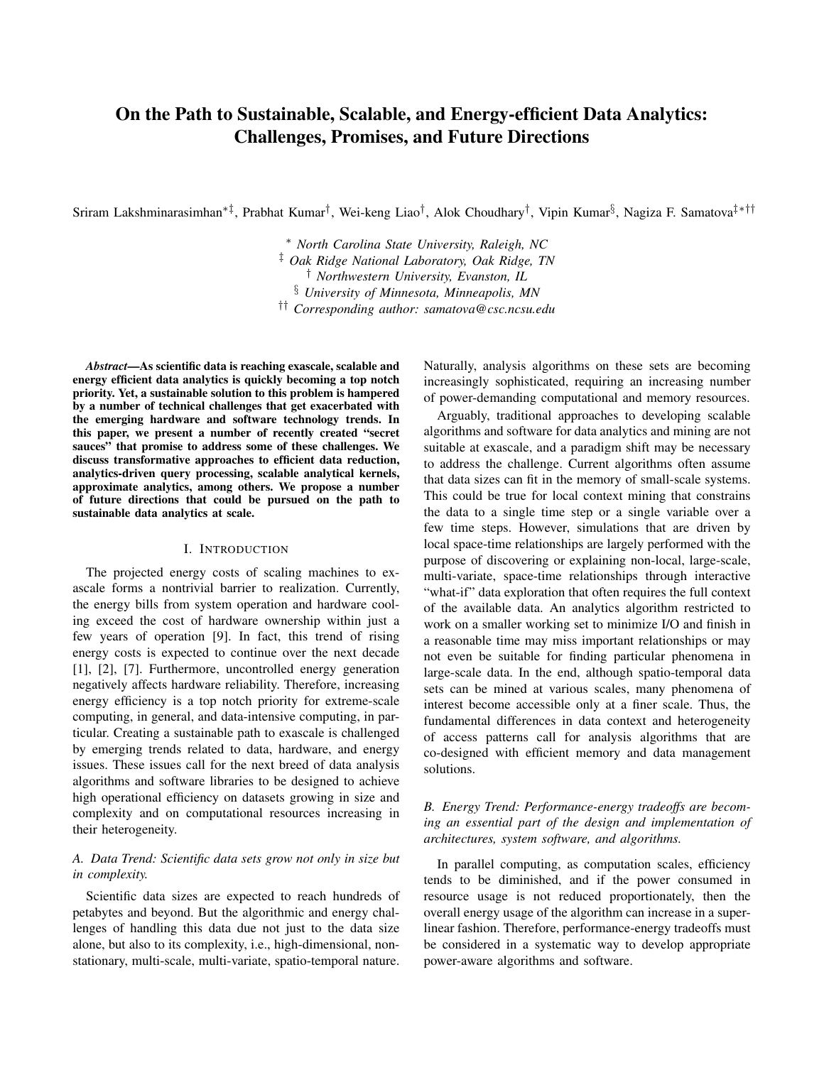# On the Path to Sustainable, Scalable, and Energy-efficient Data Analytics: Challenges, Promises, and Future Directions

Sriram Lakshminarasimhan[*‡], Prabhat Kumar[†], Wei-keng Liao[†], Alok Choudhary[†], Vipin Kumar[§], Nagiza F. Samatova[‡*††]

[*] *North Carolina State University, Raleigh, NC*
[‡] *Oak Ridge National Laboratory, Oak Ridge, TN*
[†] *Northwestern University, Evanston, IL*
[§] *University of Minnesota, Minneapolis, MN*
[††] *Corresponding author: samatova@csc.ncsu.edu*

***Abstract*—As scientific data is reaching exascale, scalable and energy efficient data analytics is quickly becoming a top notch priority. Yet, a sustainable solution to this problem is hampered by a number of technical challenges that get exacerbated with the emerging hardware and software technology trends. In this paper, we present a number of recently created "secret sauces" that promise to address some of these challenges. We discuss transformative approaches to efficient data reduction, analytics-driven query processing, scalable analytical kernels, approximate analytics, among others. We propose a number of future directions that could be pursued on the path to sustainable data analytics at scale.**

## I. Introduction

The projected energy costs of scaling machines to exascale forms a nontrivial barrier to realization. Currently, the energy bills from system operation and hardware cooling exceed the cost of hardware ownership within just a few years of operation [9]. In fact, this trend of rising energy costs is expected to continue over the next decade [1], [2], [7]. Furthermore, uncontrolled energy generation negatively affects hardware reliability. Therefore, increasing energy efficiency is a top notch priority for extreme-scale computing, in general, and data-intensive computing, in particular. Creating a sustainable path to exascale is challenged by emerging trends related to data, hardware, and energy issues. These issues call for the next breed of data analysis algorithms and software libraries to be designed to achieve high operational efficiency on datasets growing in size and complexity and on computational resources increasing in their heterogeneity.

### A. Data Trend: Scientific data sets grow not only in size but in complexity.

Scientific data sizes are expected to reach hundreds of petabytes and beyond. But the algorithmic and energy challenges of handling this data due not just to the data size alone, but also to its complexity, i.e., high-dimensional, non-stationary, multi-scale, multi-variate, spatio-temporal nature. Naturally, analysis algorithms on these sets are becoming increasingly sophisticated, requiring an increasing number of power-demanding computational and memory resources.

Arguably, traditional approaches to developing scalable algorithms and software for data analytics and mining are not suitable at exascale, and a paradigm shift may be necessary to address the challenge. Current algorithms often assume that data sizes can fit in the memory of small-scale systems. This could be true for local context mining that constrains the data to a single time step or a single variable over a few time steps. However, simulations that are driven by local space-time relationships are largely performed with the purpose of discovering or explaining non-local, large-scale, multi-variate, space-time relationships through interactive "what-if" data exploration that often requires the full context of the available data. An analytics algorithm restricted to work on a smaller working set to minimize I/O and finish in a reasonable time may miss important relationships or may not even be suitable for finding particular phenomena in large-scale data. In the end, although spatio-temporal data sets can be mined at various scales, many phenomena of interest become accessible only at a finer scale. Thus, the fundamental differences in data context and heterogeneity of access patterns call for analysis algorithms that are co-designed with efficient memory and data management solutions.

### B. Energy Trend: Performance-energy tradeoffs are becoming an essential part of the design and implementation of architectures, system software, and algorithms.

In parallel computing, as computation scales, efficiency tends to be diminished, and if the power consumed in resource usage is not reduced proportionately, then the overall energy usage of the algorithm can increase in a super-linear fashion. Therefore, performance-energy tradeoffs must be considered in a systematic way to develop appropriate power-aware algorithms and software.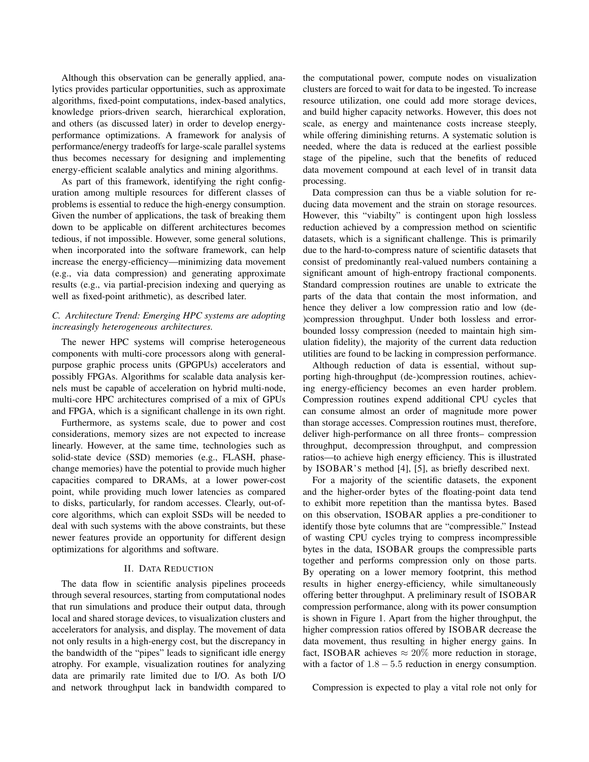Although this observation can be generally applied, analytics provides particular opportunities, such as approximate algorithms, fixed-point computations, index-based analytics, knowledge priors-driven search, hierarchical exploration, and others (as discussed later) in order to develop energy-performance optimizations. A framework for analysis of performance/energy tradeoffs for large-scale parallel systems thus becomes necessary for designing and implementing energy-efficient scalable analytics and mining algorithms.

As part of this framework, identifying the right configuration among multiple resources for different classes of problems is essential to reduce the high-energy consumption. Given the number of applications, the task of breaking them down to be applicable on different architectures becomes tedious, if not impossible. However, some general solutions, when incorporated into the software framework, can help increase the energy-efficiency—minimizing data movement (e.g., via data compression) and generating approximate results (e.g., via partial-precision indexing and querying as well as fixed-point arithmetic), as described later.

### C. Architecture Trend: Emerging HPC systems are adopting increasingly heterogeneous architectures.

The newer HPC systems will comprise heterogeneous components with multi-core processors along with general-purpose graphic process units (GPGPUs) accelerators and possibly FPGAs. Algorithms for scalable data analysis kernels must be capable of acceleration on hybrid multi-node, multi-core HPC architectures comprised of a mix of GPUs and FPGA, which is a significant challenge in its own right.

Furthermore, as systems scale, due to power and cost considerations, memory sizes are not expected to increase linearly. However, at the same time, technologies such as solid-state device (SSD) memories (e.g., FLASH, phase-change memories) have the potential to provide much higher capacities compared to DRAMs, at a lower power-cost point, while providing much lower latencies as compared to disks, particularly, for random accesses. Clearly, out-of-core algorithms, which can exploit SSDs will be needed to deal with such systems with the above constraints, but these newer features provide an opportunity for different design optimizations for algorithms and software.

## II. Data Reduction

The data flow in scientific analysis pipelines proceeds through several resources, starting from computational nodes that run simulations and produce their output data, through local and shared storage devices, to visualization clusters and accelerators for analysis, and display. The movement of data not only results in a high-energy cost, but the discrepancy in the bandwidth of the "pipes" leads to significant idle energy atrophy. For example, visualization routines for analyzing data are primarily rate limited due to I/O. As both I/O and network throughput lack in bandwidth compared to the computational power, compute nodes on visualization clusters are forced to wait for data to be ingested. To increase resource utilization, one could add more storage devices, and build higher capacity networks. However, this does not scale, as energy and maintenance costs increase steeply, while offering diminishing returns. A systematic solution is needed, where the data is reduced at the earliest possible stage of the pipeline, such that the benefits of reduced data movement compound at each level of in transit data processing.

Data compression can thus be a viable solution for reducing data movement and the strain on storage resources. However, this "viabilty" is contingent upon high lossless reduction achieved by a compression method on scientific datasets, which is a significant challenge. This is primarily due to the hard-to-compress nature of scientific datasets that consist of predominantly real-valued numbers containing a significant amount of high-entropy fractional components. Standard compression routines are unable to extricate the parts of the data that contain the most information, and hence they deliver a low compression ratio and low (de-)compression throughput. Under both lossless and error-bounded lossy compression (needed to maintain high simulation fidelity), the majority of the current data reduction utilities are found to be lacking in compression performance.

Although reduction of data is essential, without supporting high-throughput (de-)compression routines, achieving energy-efficiency becomes an even harder problem. Compression routines expend additional CPU cycles that can consume almost an order of magnitude more power than storage accesses. Compression routines must, therefore, deliver high-performance on all three fronts– compression throughput, decompression throughput, and compression ratios—to achieve high energy efficiency. This is illustrated by ISOBAR'S method [4], [5], as briefly described next.

For a majority of the scientific datasets, the exponent and the higher-order bytes of the floating-point data tend to exhibit more repetition than the mantissa bytes. Based on this observation, ISOBAR applies a pre-conditioner to identify those byte columns that are "compressible." Instead of wasting CPU cycles trying to compress incompressible bytes in the data, ISOBAR groups the compressible parts together and performs compression only on those parts. By operating on a lower memory footprint, this method results in higher energy-efficiency, while simultaneously offering better throughput. A preliminary result of ISOBAR compression performance, along with its power consumption is shown in Figure 1. Apart from the higher throughput, the higher compression ratios offered by ISOBAR decrease the data movement, thus resulting in higher energy gains. In fact, ISOBAR achieves $\approx 20\%$ more reduction in storage, with a factor of $1.8 - 5.5$ reduction in energy consumption.

Compression is expected to play a vital role not only for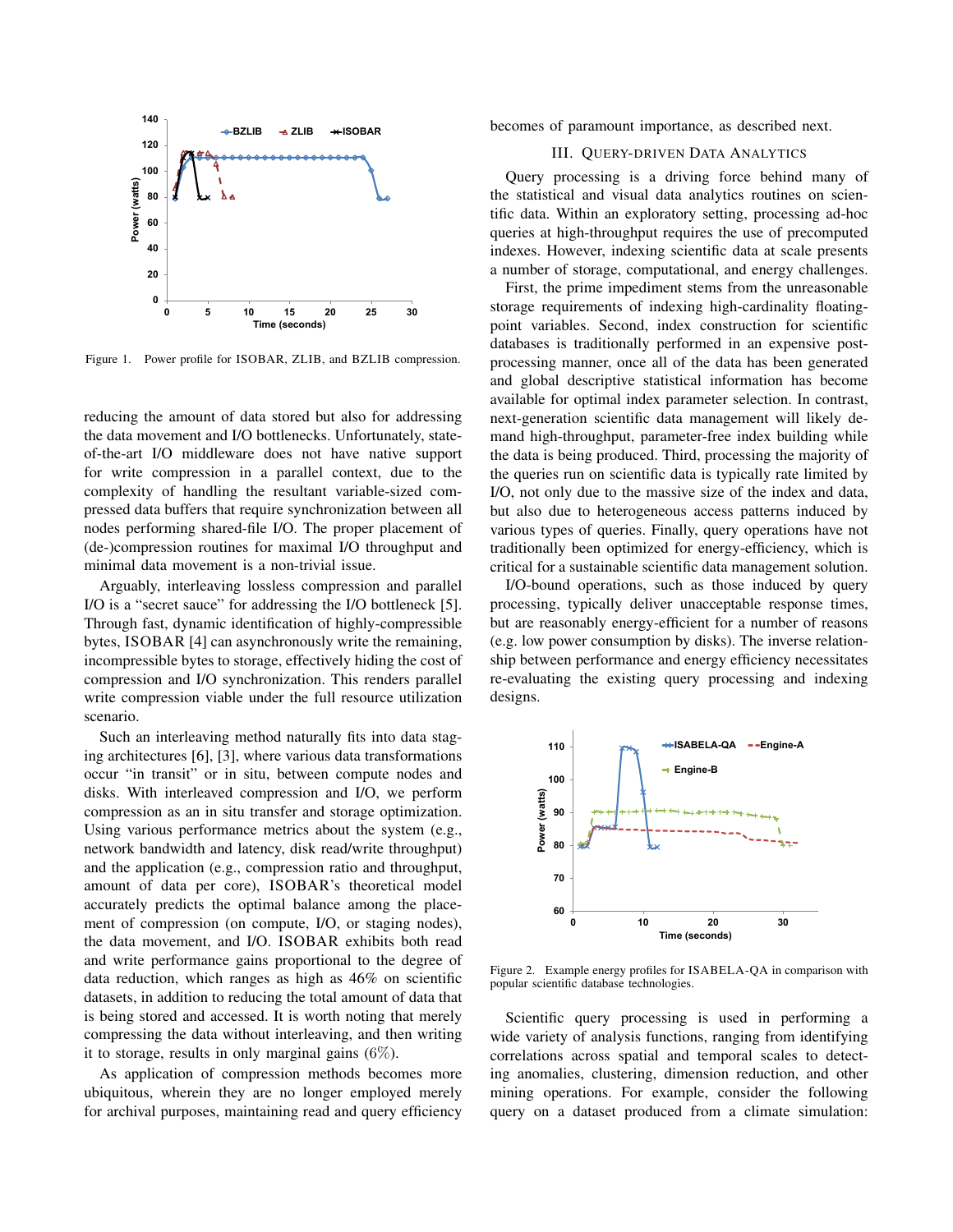Figure 1. Power profile for ISOBAR, ZLIB, and BZLIB compression.

reducing the amount of data stored but also for addressing the data movement and I/O bottlenecks. Unfortunately, state-of-the-art I/O middleware does not have native support for write compression in a parallel context, due to the complexity of handling the resultant variable-sized compressed data buffers that require synchronization between all nodes performing shared-file I/O. The proper placement of (de-)compression routines for maximal I/O throughput and minimal data movement is a non-trivial issue.

Arguably, interleaving lossless compression and parallel I/O is a "secret sauce" for addressing the I/O bottleneck [5]. Through fast, dynamic identification of highly-compressible bytes, ISOBAR [4] can asynchronously write the remaining, incompressible bytes to storage, effectively hiding the cost of compression and I/O synchronization. This renders parallel write compression viable under the full resource utilization scenario.

Such an interleaving method naturally fits into data staging architectures [6], [3], where various data transformations occur "in transit" or in situ, between compute nodes and disks. With interleaved compression and I/O, we perform compression as an in situ transfer and storage optimization. Using various performance metrics about the system (e.g., network bandwidth and latency, disk read/write throughput) and the application (e.g., compression ratio and throughput, amount of data per core), ISOBAR's theoretical model accurately predicts the optimal balance among the placement of compression (on compute, I/O, or staging nodes), the data movement, and I/O. ISOBAR exhibits both read and write performance gains proportional to the degree of data reduction, which ranges as high as 46% on scientific datasets, in addition to reducing the total amount of data that is being stored and accessed. It is worth noting that merely compressing the data without interleaving, and then writing it to storage, results in only marginal gains (6%).

As application of compression methods becomes more ubiquitous, wherein they are no longer employed merely for archival purposes, maintaining read and query efficiency becomes of paramount importance, as described next.

## III. Query-driven Data Analytics

Query processing is a driving force behind many of the statistical and visual data analytics routines on scientific data. Within an exploratory setting, processing ad-hoc queries at high-throughput requires the use of precomputed indexes. However, indexing scientific data at scale presents a number of storage, computational, and energy challenges.

First, the prime impediment stems from the unreasonable storage requirements of indexing high-cardinality floating-point variables. Second, index construction for scientific databases is traditionally performed in an expensive post-processing manner, once all of the data has been generated and global descriptive statistical information has become available for optimal index parameter selection. In contrast, next-generation scientific data management will likely demand high-throughput, parameter-free index building while the data is being produced. Third, processing the majority of the queries run on scientific data is typically rate limited by I/O, not only due to the massive size of the index and data, but also due to heterogeneous access patterns induced by various types of queries. Finally, query operations have not traditionally been optimized for energy-efficiency, which is critical for a sustainable scientific data management solution.

I/O-bound operations, such as those induced by query processing, typically deliver unacceptable response times, but are reasonably energy-efficient for a number of reasons (e.g. low power consumption by disks). The inverse relationship between performance and energy efficiency necessitates re-evaluating the existing query processing and indexing designs.

Figure 2. Example energy profiles for ISABELA-QA in comparison with popular scientific database technologies.

Scientific query processing is used in performing a wide variety of analysis functions, ranging from identifying correlations across spatial and temporal scales to detecting anomalies, clustering, dimension reduction, and other mining operations. For example, consider the following query on a dataset produced from a climate simulation: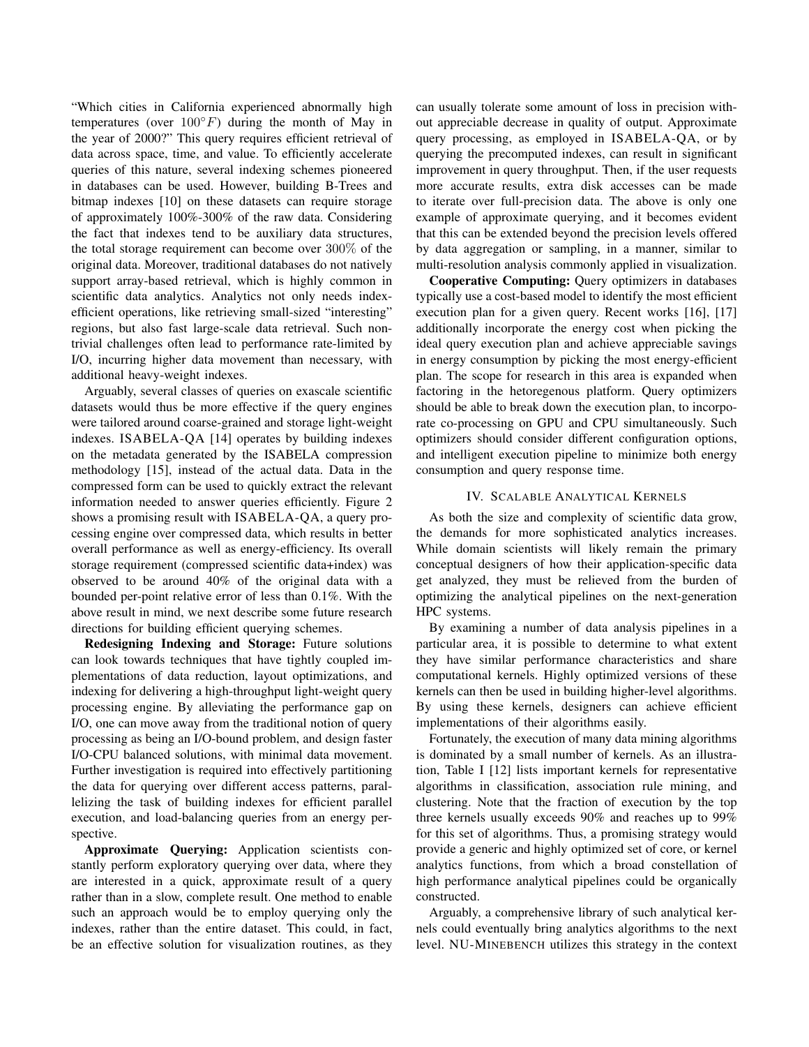"Which cities in California experienced abnormally high temperatures (over $100^{\circ}F$) during the month of May in the year of 2000?" This query requires efficient retrieval of data across space, time, and value. To efficiently accelerate queries of this nature, several indexing schemes pioneered in databases can be used. However, building B-Trees and bitmap indexes [10] on these datasets can require storage of approximately 100%-300% of the raw data. Considering the fact that indexes tend to be auxiliary data structures, the total storage requirement can become over $300\%$ of the original data. Moreover, traditional databases do not natively support array-based retrieval, which is highly common in scientific data analytics. Analytics not only needs index-efficient operations, like retrieving small-sized "interesting" regions, but also fast large-scale data retrieval. Such non-trivial challenges often lead to performance rate-limited by I/O, incurring higher data movement than necessary, with additional heavy-weight indexes.

Arguably, several classes of queries on exascale scientific datasets would thus be more effective if the query engines were tailored around coarse-grained and storage light-weight indexes. ISABELA-QA [14] operates by building indexes on the metadata generated by the ISABELA compression methodology [15], instead of the actual data. Data in the compressed form can be used to quickly extract the relevant information needed to answer queries efficiently. Figure 2 shows a promising result with ISABELA-QA, a query processing engine over compressed data, which results in better overall performance as well as energy-efficiency. Its overall storage requirement (compressed scientific data+index) was observed to be around 40% of the original data with a bounded per-point relative error of less than 0.1%. With the above result in mind, we next describe some future research directions for building efficient querying schemes.

**Redesigning Indexing and Storage:** Future solutions can look towards techniques that have tightly coupled implementations of data reduction, layout optimizations, and indexing for delivering a high-throughput light-weight query processing engine. By alleviating the performance gap on I/O, one can move away from the traditional notion of query processing as being an I/O-bound problem, and design faster I/O-CPU balanced solutions, with minimal data movement. Further investigation is required into effectively partitioning the data for querying over different access patterns, parallelizing the task of building indexes for efficient parallel execution, and load-balancing queries from an energy perspective.

**Approximate Querying:** Application scientists constantly perform exploratory querying over data, where they are interested in a quick, approximate result of a query rather than in a slow, complete result. One method to enable such an approach would be to employ querying only the indexes, rather than the entire dataset. This could, in fact, be an effective solution for visualization routines, as they can usually tolerate some amount of loss in precision without appreciable decrease in quality of output. Approximate query processing, as employed in ISABELA-QA, or by querying the precomputed indexes, can result in significant improvement in query throughput. Then, if the user requests more accurate results, extra disk accesses can be made to iterate over full-precision data. The above is only one example of approximate querying, and it becomes evident that this can be extended beyond the precision levels offered by data aggregation or sampling, in a manner, similar to multi-resolution analysis commonly applied in visualization.

**Cooperative Computing:** Query optimizers in databases typically use a cost-based model to identify the most efficient execution plan for a given query. Recent works [16], [17] additionally incorporate the energy cost when picking the ideal query execution plan and achieve appreciable savings in energy consumption by picking the most energy-efficient plan. The scope for research in this area is expanded when factoring in the hetoregenous platform. Query optimizers should be able to break down the execution plan, to incorporate co-processing on GPU and CPU simultaneously. Such optimizers should consider different configuration options, and intelligent execution pipeline to minimize both energy consumption and query response time.

## IV. Scalable Analytical Kernels

As both the size and complexity of scientific data grow, the demands for more sophisticated analytics increases. While domain scientists will likely remain the primary conceptual designers of how their application-specific data get analyzed, they must be relieved from the burden of optimizing the analytical pipelines on the next-generation HPC systems.

By examining a number of data analysis pipelines in a particular area, it is possible to determine to what extent they have similar performance characteristics and share computational kernels. Highly optimized versions of these kernels can then be used in building higher-level algorithms. By using these kernels, designers can achieve efficient implementations of their algorithms easily.

Fortunately, the execution of many data mining algorithms is dominated by a small number of kernels. As an illustration, Table I [12] lists important kernels for representative algorithms in classification, association rule mining, and clustering. Note that the fraction of execution by the top three kernels usually exceeds 90% and reaches up to 99% for this set of algorithms. Thus, a promising strategy would provide a generic and highly optimized set of core, or kernel analytics functions, from which a broad constellation of high performance analytical pipelines could be organically constructed.

Arguably, a comprehensive library of such analytical kernels could eventually bring analytics algorithms to the next level. NU-MineBench utilizes this strategy in the context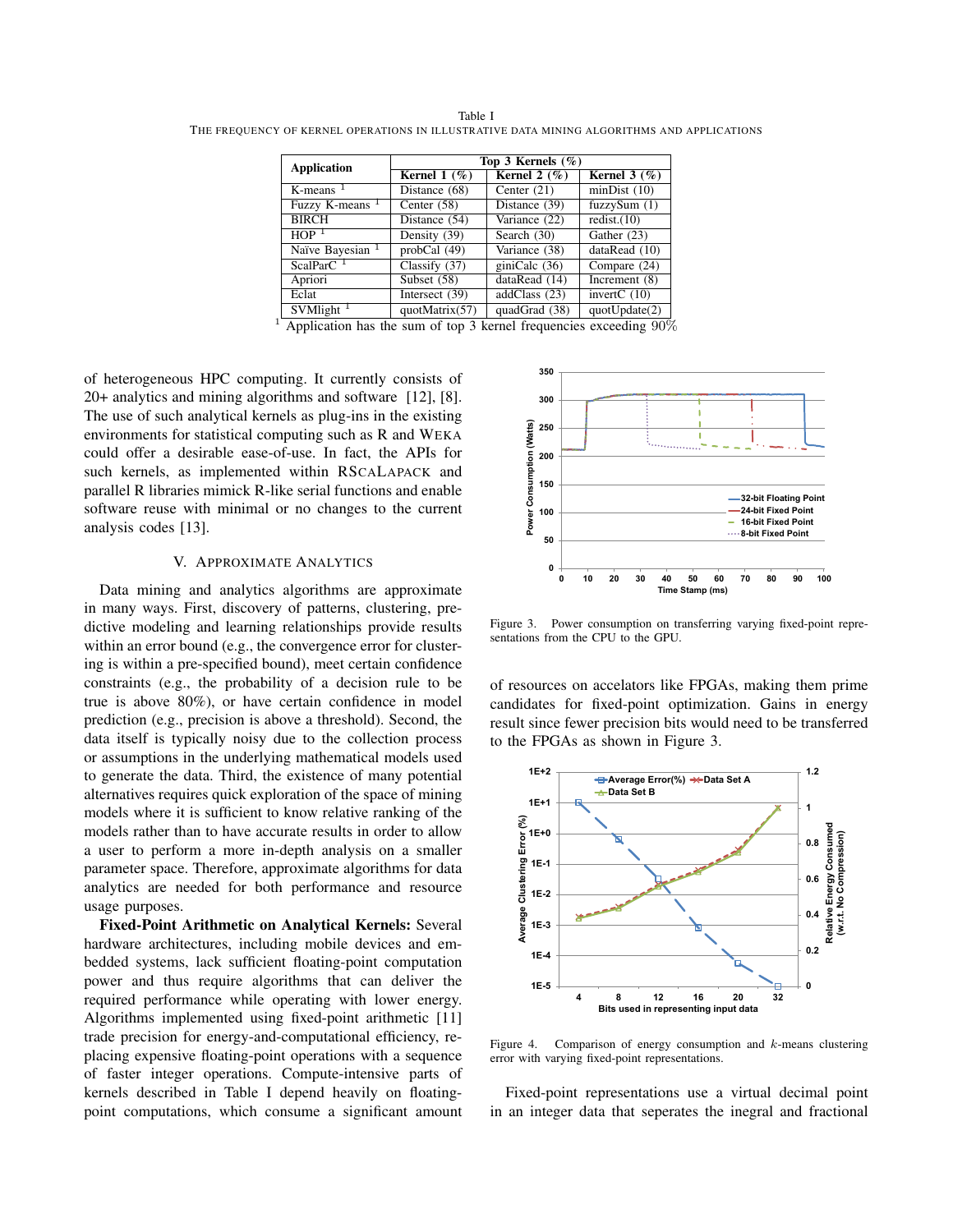Table I

THE FREQUENCY OF KERNEL OPERATIONS IN ILLUSTRATIVE DATA MINING ALGORITHMS AND APPLICATIONS

| Application | Top 3 Kernels (%) | | |
|---|---|---|---|
| | Kernel 1 (%) | Kernel 2 (%) | Kernel 3 (%) |
| K-means [1] | Distance (68) | Center (21) | minDist (10) |
| Fuzzy K-means [1] | Center (58) | Distance (39) | fuzzySum (1) |
| BIRCH | Distance (54) | Variance (22) | redist.(10) |
| HOP [1] | Density (39) | Search (30) | Gather (23) |
| Naïve Bayesian [1] | probCal (49) | Variance (38) | dataRead (10) |
| ScalParC [1] | Classify (37) | giniCalc (36) | Compare (24) |
| Apriori | Subset (58) | dataRead (14) | Increment (8) |
| Eclat | Intersect (39) | addClass (23) | invertC (10) |
| SVMlight [1] | quotMatrix(57) | quadGrad (38) | quotUpdate(2) |

[1] Application has the sum of top 3 kernel frequencies exceeding 90%

of heterogeneous HPC computing. It currently consists of 20+ analytics and mining algorithms and software [12], [8]. The use of such analytical kernels as plug-ins in the existing environments for statistical computing such as R and WEKA could offer a desirable ease-of-use. In fact, the APIs for such kernels, as implemented within RSCALAPACK and parallel R libraries mimick R-like serial functions and enable software reuse with minimal or no changes to the current analysis codes [13].

## V. APPROXIMATE ANALYTICS

Data mining and analytics algorithms are approximate in many ways. First, discovery of patterns, clustering, predictive modeling and learning relationships provide results within an error bound (e.g., the convergence error for clustering is within a pre-specified bound), meet certain confidence constraints (e.g., the probability of a decision rule to be true is above 80%), or have certain confidence in model prediction (e.g., precision is above a threshold). Second, the data itself is typically noisy due to the collection process or assumptions in the underlying mathematical models used to generate the data. Third, the existence of many potential alternatives requires quick exploration of the space of mining models where it is sufficient to know relative ranking of the models rather than to have accurate results in order to allow a user to perform a more in-depth analysis on a smaller parameter space. Therefore, approximate algorithms for data analytics are needed for both performance and resource usage purposes.

**Fixed-Point Arithmetic on Analytical Kernels:** Several hardware architectures, including mobile devices and embedded systems, lack sufficient floating-point computation power and thus require algorithms that can deliver the required performance while operating with lower energy. Algorithms implemented using fixed-point arithmetic [11] trade precision for energy-and-computational efficiency, replacing expensive floating-point operations with a sequence of faster integer operations. Compute-intensive parts of kernels described in Table I depend heavily on floating-point computations, which consume a significant amount of resources on accelators like FPGAs, making them prime candidates for fixed-point optimization. Gains in energy result since fewer precision bits would need to be transferred to the FPGAs as shown in Figure 3.

Figure 3. Power consumption on transferring varying fixed-point representations from the CPU to the GPU.

Figure 4. Comparison of energy consumption and $k$-means clustering error with varying fixed-point representations.

Fixed-point representations use a virtual decimal point in an integer data that seperates the inegral and fractional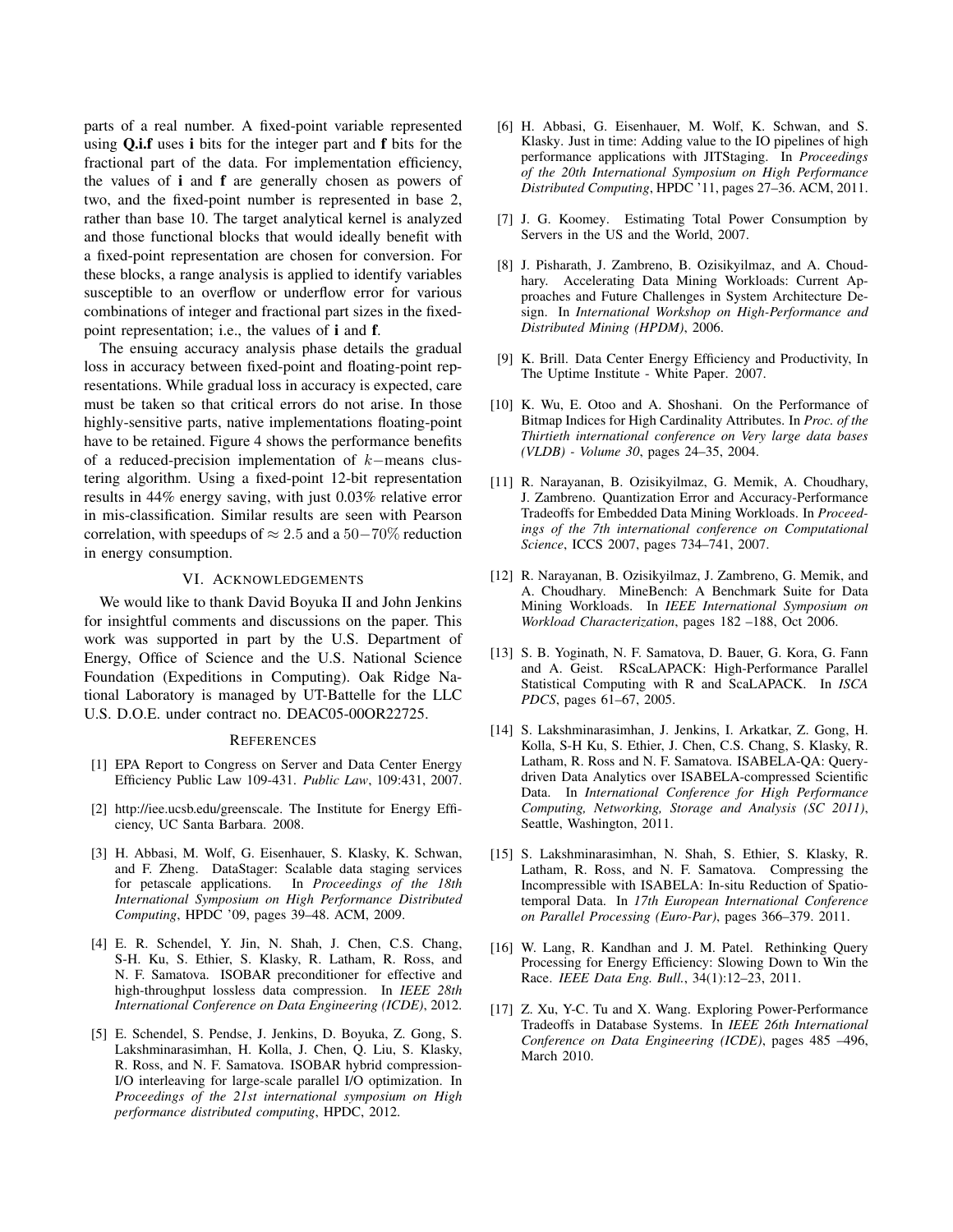parts of a real number. A fixed-point variable represented using **Q.i.f** uses **i** bits for the integer part and **f** bits for the fractional part of the data. For implementation efficiency, the values of **i** and **f** are generally chosen as powers of two, and the fixed-point number is represented in base 2, rather than base 10. The target analytical kernel is analyzed and those functional blocks that would ideally benefit with a fixed-point representation are chosen for conversion. For these blocks, a range analysis is applied to identify variables susceptible to an overflow or underflow error for various combinations of integer and fractional part sizes in the fixed-point representation; i.e., the values of **i** and **f**.

The ensuing accuracy analysis phase details the gradual loss in accuracy between fixed-point and floating-point representations. While gradual loss in accuracy is expected, care must be taken so that critical errors do not arise. In those highly-sensitive parts, native implementations floating-point have to be retained. Figure 4 shows the performance benefits of a reduced-precision implementation of $k-$means clustering algorithm. Using a fixed-point 12-bit representation results in 44% energy saving, with just 0.03% relative error in mis-classification. Similar results are seen with Pearson correlation, with speedups of $\approx 2.5$ and a $50-70\%$ reduction in energy consumption.

## VI. Acknowledgements

We would like to thank David Boyuka II and John Jenkins for insightful comments and discussions on the paper. This work was supported in part by the U.S. Department of Energy, Office of Science and the U.S. National Science Foundation (Expeditions in Computing). Oak Ridge National Laboratory is managed by UT-Battelle for the LLC U.S. D.O.E. under contract no. DEAC05-00OR22725.

## References

[1] EPA Report to Congress on Server and Data Center Energy Efficiency Public Law 109-431. *Public Law*, 109:431, 2007.

[2] http://iee.ucsb.edu/greenscale. The Institute for Energy Efficiency, UC Santa Barbara. 2008.

[3] H. Abbasi, M. Wolf, G. Eisenhauer, S. Klasky, K. Schwan, and F. Zheng. DataStager: Scalable data staging services for petascale applications. In *Proceedings of the 18th International Symposium on High Performance Distributed Computing*, HPDC '09, pages 39–48. ACM, 2009.

[4] E. R. Schendel, Y. Jin, N. Shah, J. Chen, C.S. Chang, S-H. Ku, S. Ethier, S. Klasky, R. Latham, R. Ross, and N. F. Samatova. ISOBAR preconditioner for effective and high-throughput lossless data compression. In *IEEE 28th International Conference on Data Engineering (ICDE)*, 2012.

[5] E. Schendel, S. Pendse, J. Jenkins, D. Boyuka, Z. Gong, S. Lakshminarasimhan, H. Kolla, J. Chen, Q. Liu, S. Klasky, R. Ross, and N. F. Samatova. ISOBAR hybrid compression-I/O interleaving for large-scale parallel I/O optimization. In *Proceedings of the 21st international symposium on High performance distributed computing*, HPDC, 2012.

[6] H. Abbasi, G. Eisenhauer, M. Wolf, K. Schwan, and S. Klasky. Just in time: Adding value to the IO pipelines of high performance applications with JITStaging. In *Proceedings of the 20th International Symposium on High Performance Distributed Computing*, HPDC '11, pages 27–36. ACM, 2011.

[7] J. G. Koomey. Estimating Total Power Consumption by Servers in the US and the World, 2007.

[8] J. Pisharath, J. Zambreno, B. Ozisikyilmaz, and A. Choudhary. Accelerating Data Mining Workloads: Current Approaches and Future Challenges in System Architecture Design. In *International Workshop on High-Performance and Distributed Mining (HPDM)*, 2006.

[9] K. Brill. Data Center Energy Efficiency and Productivity, In The Uptime Institute - White Paper. 2007.

[10] K. Wu, E. Otoo and A. Shoshani. On the Performance of Bitmap Indices for High Cardinality Attributes. In *Proc. of the Thirtieth international conference on Very large data bases (VLDB) - Volume 30*, pages 24–35, 2004.

[11] R. Narayanan, B. Ozisikyilmaz, G. Memik, A. Choudhary, J. Zambreno. Quantization Error and Accuracy-Performance Tradeoffs for Embedded Data Mining Workloads. In *Proceedings of the 7th international conference on Computational Science*, ICCS 2007, pages 734–741, 2007.

[12] R. Narayanan, B. Ozisikyilmaz, J. Zambreno, G. Memik, and A. Choudhary. MineBench: A Benchmark Suite for Data Mining Workloads. In *IEEE International Symposium on Workload Characterization*, pages 182 –188, Oct 2006.

[13] S. B. Yoginath, N. F. Samatova, D. Bauer, G. Kora, G. Fann and A. Geist. RScaLAPACK: High-Performance Parallel Statistical Computing with R and ScaLAPACK. In *ISCA PDCS*, pages 61–67, 2005.

[14] S. Lakshminarasimhan, J. Jenkins, I. Arkatkar, Z. Gong, H. Kolla, S-H Ku, S. Ethier, J. Chen, C.S. Chang, S. Klasky, R. Latham, R. Ross and N. F. Samatova. ISABELA-QA: Query-driven Data Analytics over ISABELA-compressed Scientific Data. In *International Conference for High Performance Computing, Networking, Storage and Analysis (SC 2011)*, Seattle, Washington, 2011.

[15] S. Lakshminarasimhan, N. Shah, S. Ethier, S. Klasky, R. Latham, R. Ross, and N. F. Samatova. Compressing the Incompressible with ISABELA: In-situ Reduction of Spatio-temporal Data. In *17th European International Conference on Parallel Processing (Euro-Par)*, pages 366–379. 2011.

[16] W. Lang, R. Kandhan and J. M. Patel. Rethinking Query Processing for Energy Efficiency: Slowing Down to Win the Race. *IEEE Data Eng. Bull.*, 34(1):12–23, 2011.

[17] Z. Xu, Y-C. Tu and X. Wang. Exploring Power-Performance Tradeoffs in Database Systems. In *IEEE 26th International Conference on Data Engineering (ICDE)*, pages 485 –496, March 2010.